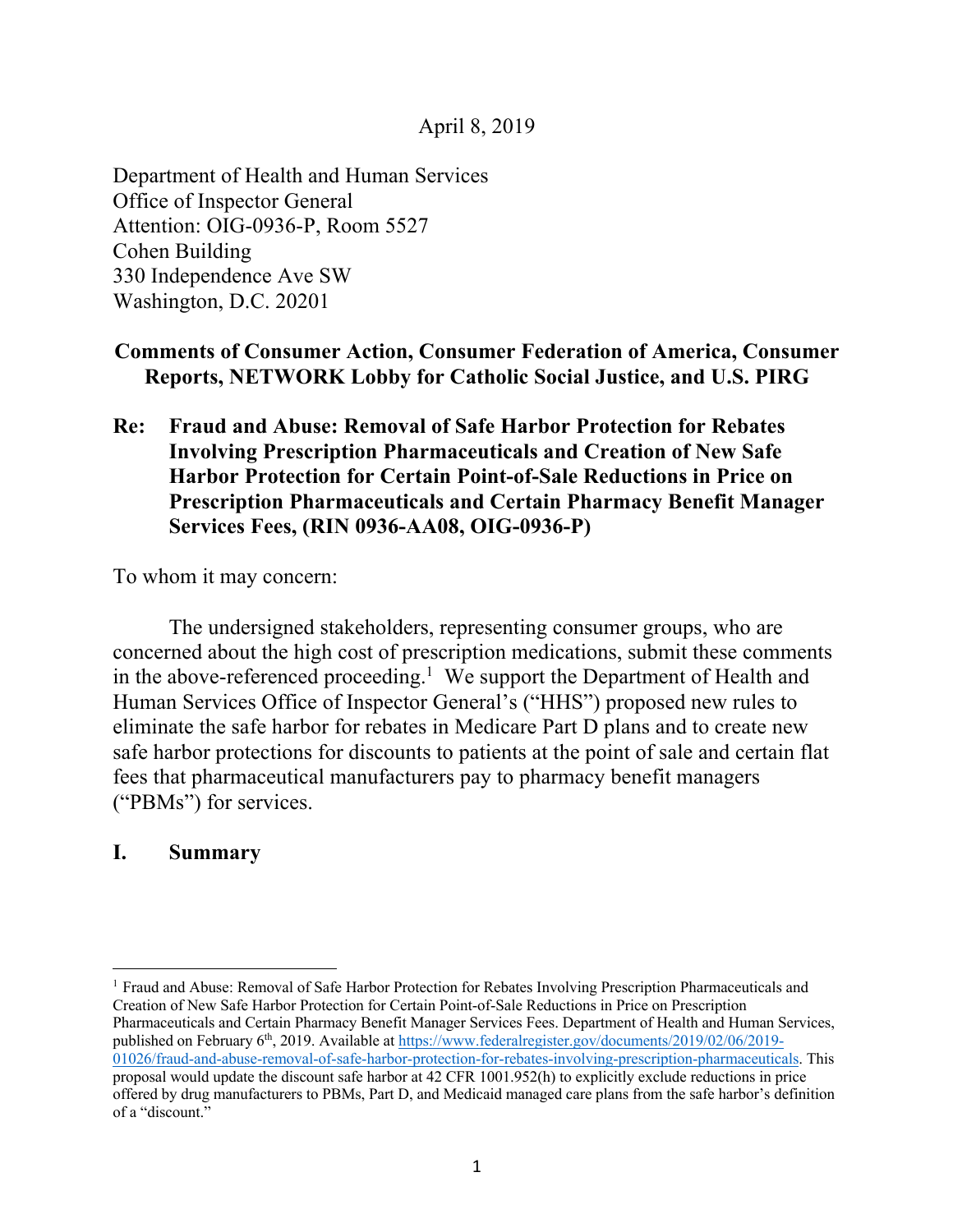April 8, 2019

Department of Health and Human Services
Office of Inspector General
Attention: OIG-0936-P, Room 5527
Cohen Building
330 Independence Ave SW
Washington, D.C. 20201

**Comments of Consumer Action, Consumer Federation of America, Consumer Reports, NETWORK Lobby for Catholic Social Justice, and U.S. PIRG**

**Re: Fraud and Abuse: Removal of Safe Harbor Protection for Rebates Involving Prescription Pharmaceuticals and Creation of New Safe Harbor Protection for Certain Point-of-Sale Reductions in Price on Prescription Pharmaceuticals and Certain Pharmacy Benefit Manager Services Fees, (RIN 0936-AA08, OIG-0936-P)**

To whom it may concern:

The undersigned stakeholders, representing consumer groups, who are concerned about the high cost of prescription medications, submit these comments in the above-referenced proceeding.[1] We support the Department of Health and Human Services Office of Inspector General's ("HHS") proposed new rules to eliminate the safe harbor for rebates in Medicare Part D plans and to create new safe harbor protections for discounts to patients at the point of sale and certain flat fees that pharmaceutical manufacturers pay to pharmacy benefit managers ("PBMs") for services.

## I. Summary

[1] Fraud and Abuse: Removal of Safe Harbor Protection for Rebates Involving Prescription Pharmaceuticals and Creation of New Safe Harbor Protection for Certain Point-of-Sale Reductions in Price on Prescription Pharmaceuticals and Certain Pharmacy Benefit Manager Services Fees. Department of Health and Human Services, published on February 6th, 2019. Available at https://www.federalregister.gov/documents/2019/02/06/2019-01026/fraud-and-abuse-removal-of-safe-harbor-protection-for-rebates-involving-prescription-pharmaceuticals. This proposal would update the discount safe harbor at 42 CFR 1001.952(h) to explicitly exclude reductions in price offered by drug manufacturers to PBMs, Part D, and Medicaid managed care plans from the safe harbor's definition of a "discount."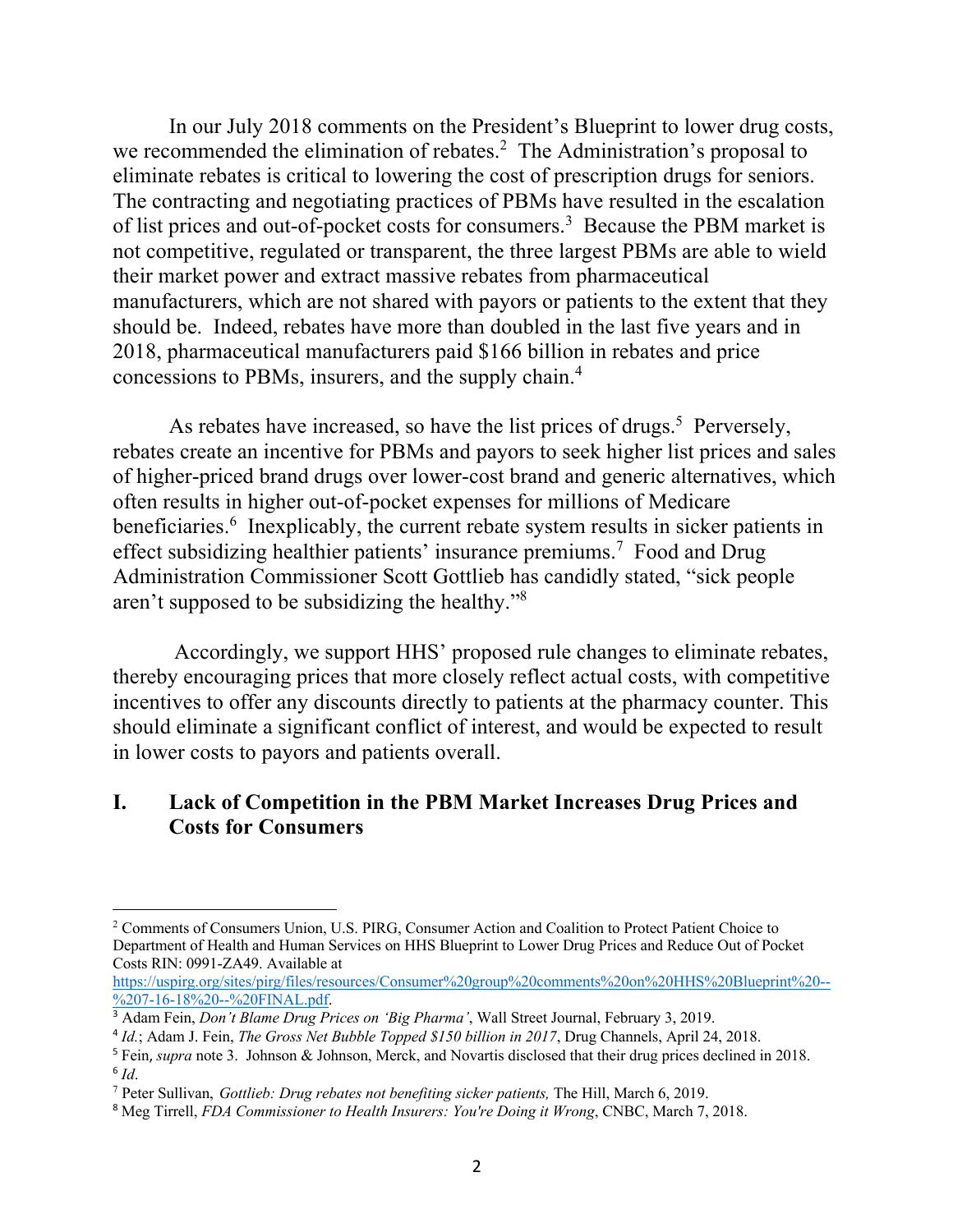In our July 2018 comments on the President's Blueprint to lower drug costs, we recommended the elimination of rebates.[2] The Administration's proposal to eliminate rebates is critical to lowering the cost of prescription drugs for seniors. The contracting and negotiating practices of PBMs have resulted in the escalation of list prices and out-of-pocket costs for consumers.[3] Because the PBM market is not competitive, regulated or transparent, the three largest PBMs are able to wield their market power and extract massive rebates from pharmaceutical manufacturers, which are not shared with payors or patients to the extent that they should be. Indeed, rebates have more than doubled in the last five years and in 2018, pharmaceutical manufacturers paid $166 billion in rebates and price concessions to PBMs, insurers, and the supply chain.[4]

As rebates have increased, so have the list prices of drugs.[5] Perversely, rebates create an incentive for PBMs and payors to seek higher list prices and sales of higher-priced brand drugs over lower-cost brand and generic alternatives, which often results in higher out-of-pocket expenses for millions of Medicare beneficiaries.[6] Inexplicably, the current rebate system results in sicker patients in effect subsidizing healthier patients' insurance premiums.[7] Food and Drug Administration Commissioner Scott Gottlieb has candidly stated, "sick people aren't supposed to be subsidizing the healthy."[8]

Accordingly, we support HHS' proposed rule changes to eliminate rebates, thereby encouraging prices that more closely reflect actual costs, with competitive incentives to offer any discounts directly to patients at the pharmacy counter. This should eliminate a significant conflict of interest, and would be expected to result in lower costs to payors and patients overall.

## I. Lack of Competition in the PBM Market Increases Drug Prices and Costs for Consumers

---

[2] Comments of Consumers Union, U.S. PIRG, Consumer Action and Coalition to Protect Patient Choice to Department of Health and Human Services on HHS Blueprint to Lower Drug Prices and Reduce Out of Pocket Costs RIN: 0991-ZA49. Available at https://uspirg.org/sites/pirg/files/resources/Consumer%20group%20comments%20on%20HHS%20Blueprint%20--%207-16-18%20--%20FINAL.pdf.

[3] Adam Fein, *Don't Blame Drug Prices on 'Big Pharma'*, Wall Street Journal, February 3, 2019.

[4] *Id.*; Adam J. Fein, *The Gross Net Bubble Topped $150 billion in 2017*, Drug Channels, April 24, 2018.

[5] Fein, *supra* note 3. Johnson & Johnson, Merck, and Novartis disclosed that their drug prices declined in 2018.

[6] *Id*.

[7] Peter Sullivan, *Gottlieb: Drug rebates not benefiting sicker patients,* The Hill, March 6, 2019.

[8] Meg Tirrell, *FDA Commissioner to Health Insurers: You're Doing it Wrong*, CNBC, March 7, 2018.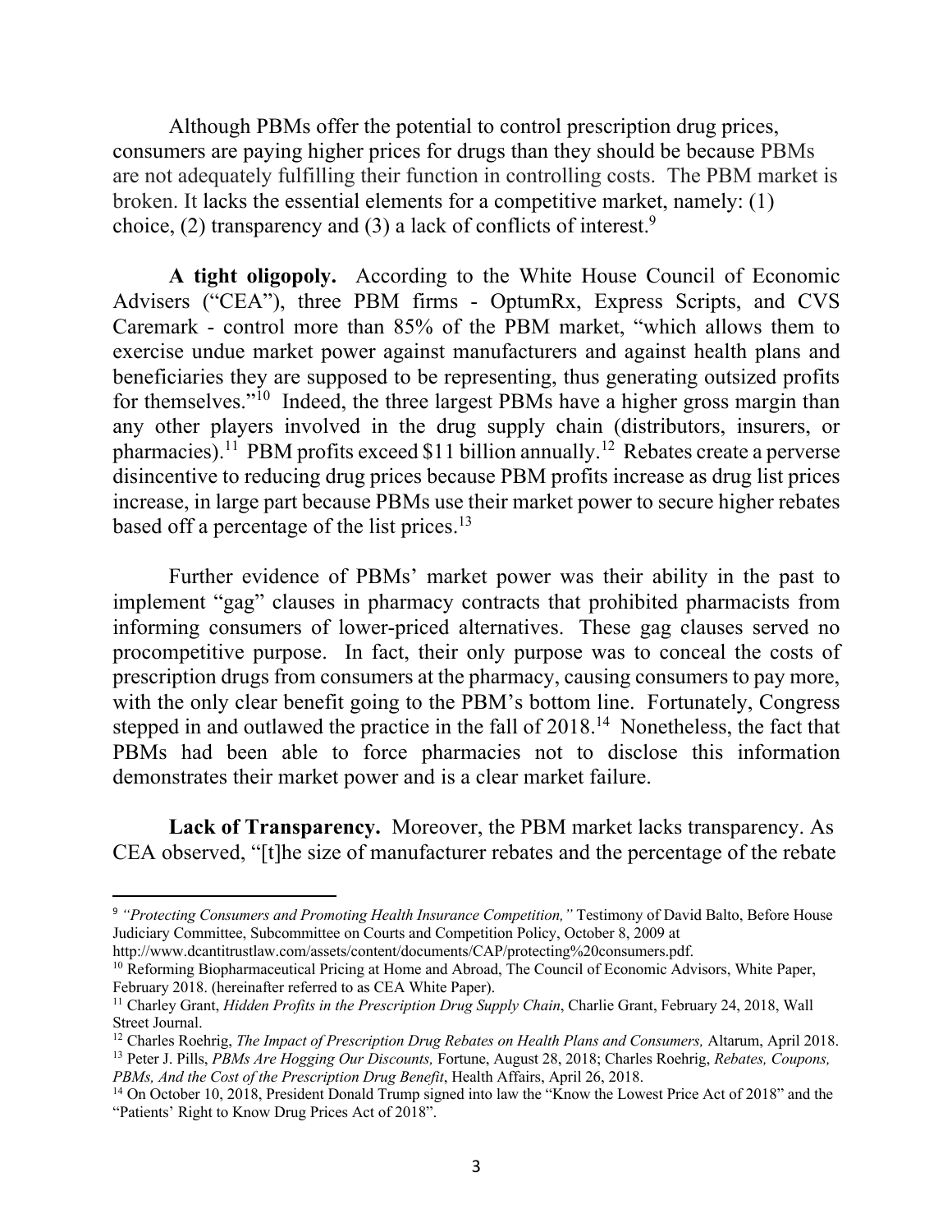Although PBMs offer the potential to control prescription drug prices, consumers are paying higher prices for drugs than they should be because PBMs are not adequately fulfilling their function in controlling costs. The PBM market is broken. It lacks the essential elements for a competitive market, namely: (1) choice, (2) transparency and (3) a lack of conflicts of interest.[9]

**A tight oligopoly.** According to the White House Council of Economic Advisers ("CEA"), three PBM firms - OptumRx, Express Scripts, and CVS Caremark - control more than 85% of the PBM market, "which allows them to exercise undue market power against manufacturers and against health plans and beneficiaries they are supposed to be representing, thus generating outsized profits for themselves."[10] Indeed, the three largest PBMs have a higher gross margin than any other players involved in the drug supply chain (distributors, insurers, or pharmacies).[11] PBM profits exceed $11 billion annually.[12] Rebates create a perverse disincentive to reducing drug prices because PBM profits increase as drug list prices increase, in large part because PBMs use their market power to secure higher rebates based off a percentage of the list prices.[13]

Further evidence of PBMs' market power was their ability in the past to implement "gag" clauses in pharmacy contracts that prohibited pharmacists from informing consumers of lower-priced alternatives. These gag clauses served no procompetitive purpose. In fact, their only purpose was to conceal the costs of prescription drugs from consumers at the pharmacy, causing consumers to pay more, with the only clear benefit going to the PBM's bottom line. Fortunately, Congress stepped in and outlawed the practice in the fall of 2018.[14] Nonetheless, the fact that PBMs had been able to force pharmacies not to disclose this information demonstrates their market power and is a clear market failure.

**Lack of Transparency.** Moreover, the PBM market lacks transparency. As CEA observed, "[t]he size of manufacturer rebates and the percentage of the rebate

---

[9] *"Protecting Consumers and Promoting Health Insurance Competition,"* Testimony of David Balto, Before House Judiciary Committee, Subcommittee on Courts and Competition Policy, October 8, 2009 at http://www.dcantitrustlaw.com/assets/content/documents/CAP/protecting%20consumers.pdf.

[10] Reforming Biopharmaceutical Pricing at Home and Abroad, The Council of Economic Advisors, White Paper, February 2018. (hereinafter referred to as CEA White Paper).

[11] Charley Grant, *Hidden Profits in the Prescription Drug Supply Chain*, Charlie Grant, February 24, 2018, Wall Street Journal.

[12] Charles Roehrig, *The Impact of Prescription Drug Rebates on Health Plans and Consumers,* Altarum, April 2018.

[13] Peter J. Pills, *PBMs Are Hogging Our Discounts,* Fortune, August 28, 2018; Charles Roehrig, *Rebates, Coupons, PBMs, And the Cost of the Prescription Drug Benefit*, Health Affairs, April 26, 2018.

[14] On October 10, 2018, President Donald Trump signed into law the "Know the Lowest Price Act of 2018" and the "Patients' Right to Know Drug Prices Act of 2018".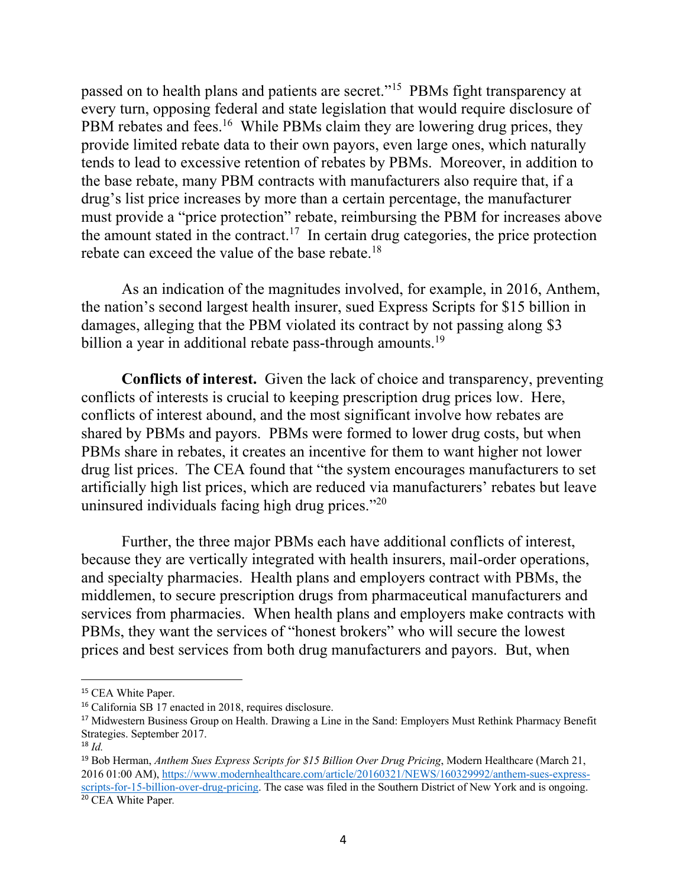passed on to health plans and patients are secret."[15] PBMs fight transparency at every turn, opposing federal and state legislation that would require disclosure of PBM rebates and fees.[16] While PBMs claim they are lowering drug prices, they provide limited rebate data to their own payors, even large ones, which naturally tends to lead to excessive retention of rebates by PBMs. Moreover, in addition to the base rebate, many PBM contracts with manufacturers also require that, if a drug's list price increases by more than a certain percentage, the manufacturer must provide a "price protection" rebate, reimbursing the PBM for increases above the amount stated in the contract.[17] In certain drug categories, the price protection rebate can exceed the value of the base rebate.[18]

As an indication of the magnitudes involved, for example, in 2016, Anthem, the nation's second largest health insurer, sued Express Scripts for $15 billion in damages, alleging that the PBM violated its contract by not passing along $3 billion a year in additional rebate pass-through amounts.[19]

**Conflicts of interest.** Given the lack of choice and transparency, preventing conflicts of interests is crucial to keeping prescription drug prices low. Here, conflicts of interest abound, and the most significant involve how rebates are shared by PBMs and payors. PBMs were formed to lower drug costs, but when PBMs share in rebates, it creates an incentive for them to want higher not lower drug list prices. The CEA found that "the system encourages manufacturers to set artificially high list prices, which are reduced via manufacturers' rebates but leave uninsured individuals facing high drug prices."[20]

Further, the three major PBMs each have additional conflicts of interest, because they are vertically integrated with health insurers, mail-order operations, and specialty pharmacies. Health plans and employers contract with PBMs, the middlemen, to secure prescription drugs from pharmaceutical manufacturers and services from pharmacies. When health plans and employers make contracts with PBMs, they want the services of "honest brokers" who will secure the lowest prices and best services from both drug manufacturers and payors. But, when

---

[15] CEA White Paper.

[16] California SB 17 enacted in 2018, requires disclosure.

[17] Midwestern Business Group on Health. Drawing a Line in the Sand: Employers Must Rethink Pharmacy Benefit Strategies. September 2017.

[18] *Id.*

[19] Bob Herman, *Anthem Sues Express Scripts for $15 Billion Over Drug Pricing*, Modern Healthcare (March 21, 2016 01:00 AM), https://www.modernhealthcare.com/article/20160321/NEWS/160329992/anthem-sues-express-scripts-for-15-billion-over-drug-pricing. The case was filed in the Southern District of New York and is ongoing.

[20] CEA White Paper.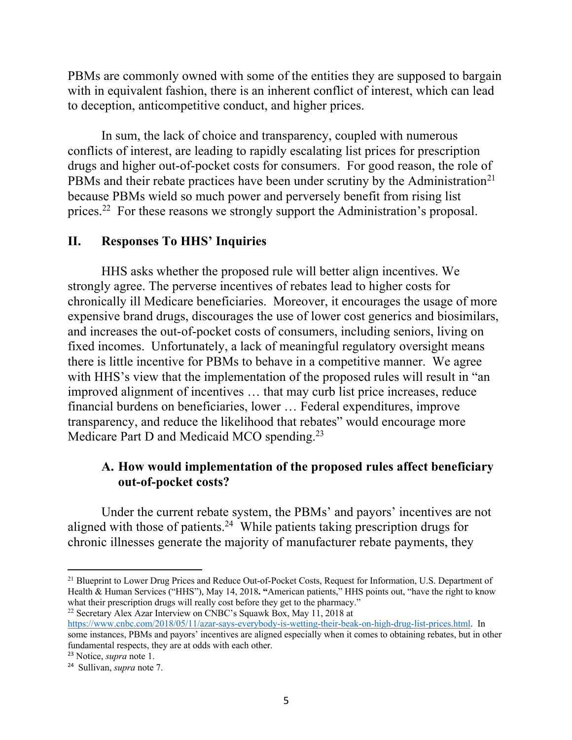PBMs are commonly owned with some of the entities they are supposed to bargain with in equivalent fashion, there is an inherent conflict of interest, which can lead to deception, anticompetitive conduct, and higher prices.

In sum, the lack of choice and transparency, coupled with numerous conflicts of interest, are leading to rapidly escalating list prices for prescription drugs and higher out-of-pocket costs for consumers. For good reason, the role of PBMs and their rebate practices have been under scrutiny by the Administration[21] because PBMs wield so much power and perversely benefit from rising list prices.[22] For these reasons we strongly support the Administration's proposal.

## II. Responses To HHS' Inquiries

HHS asks whether the proposed rule will better align incentives. We strongly agree. The perverse incentives of rebates lead to higher costs for chronically ill Medicare beneficiaries. Moreover, it encourages the usage of more expensive brand drugs, discourages the use of lower cost generics and biosimilars, and increases the out-of-pocket costs of consumers, including seniors, living on fixed incomes. Unfortunately, a lack of meaningful regulatory oversight means there is little incentive for PBMs to behave in a competitive manner. We agree with HHS's view that the implementation of the proposed rules will result in "an improved alignment of incentives … that may curb list price increases, reduce financial burdens on beneficiaries, lower … Federal expenditures, improve transparency, and reduce the likelihood that rebates" would encourage more Medicare Part D and Medicaid MCO spending.[23]

### A. How would implementation of the proposed rules affect beneficiary out-of-pocket costs?

Under the current rebate system, the PBMs' and payors' incentives are not aligned with those of patients.[24] While patients taking prescription drugs for chronic illnesses generate the majority of manufacturer rebate payments, they

---

[21] Blueprint to Lower Drug Prices and Reduce Out-of-Pocket Costs, Request for Information, U.S. Department of Health & Human Services ("HHS"), May 14, 2018. "American patients," HHS points out, "have the right to know what their prescription drugs will really cost before they get to the pharmacy."

[22] Secretary Alex Azar Interview on CNBC's Squawk Box, May 11, 2018 at https://www.cnbc.com/2018/05/11/azar-says-everybody-is-wetting-their-beak-on-high-drug-list-prices.html. In some instances, PBMs and payors' incentives are aligned especially when it comes to obtaining rebates, but in other fundamental respects, they are at odds with each other.

[23] Notice, *supra* note 1.

[24] Sullivan, *supra* note 7.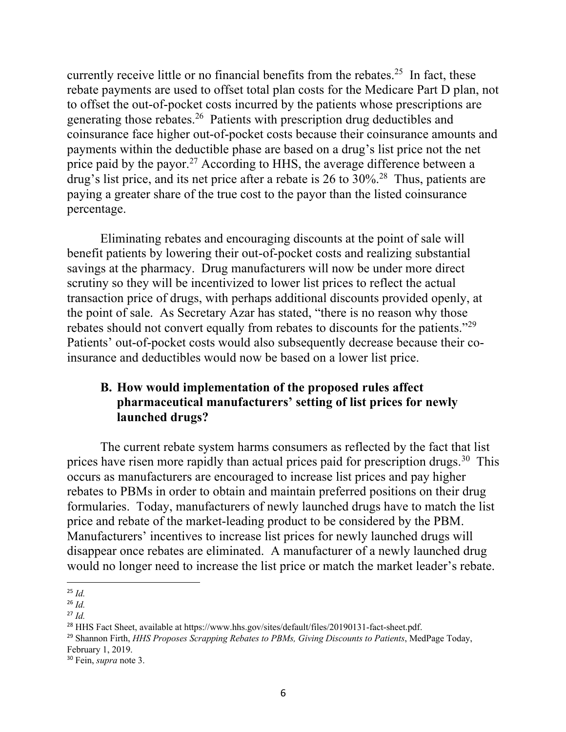currently receive little or no financial benefits from the rebates.[25] In fact, these rebate payments are used to offset total plan costs for the Medicare Part D plan, not to offset the out-of-pocket costs incurred by the patients whose prescriptions are generating those rebates.[26] Patients with prescription drug deductibles and coinsurance face higher out-of-pocket costs because their coinsurance amounts and payments within the deductible phase are based on a drug's list price not the net price paid by the payor.[27] According to HHS, the average difference between a drug's list price, and its net price after a rebate is 26 to 30%.[28] Thus, patients are paying a greater share of the true cost to the payor than the listed coinsurance percentage.

Eliminating rebates and encouraging discounts at the point of sale will benefit patients by lowering their out-of-pocket costs and realizing substantial savings at the pharmacy. Drug manufacturers will now be under more direct scrutiny so they will be incentivized to lower list prices to reflect the actual transaction price of drugs, with perhaps additional discounts provided openly, at the point of sale. As Secretary Azar has stated, "there is no reason why those rebates should not convert equally from rebates to discounts for the patients."[29] Patients' out-of-pocket costs would also subsequently decrease because their co-insurance and deductibles would now be based on a lower list price.

### B. How would implementation of the proposed rules affect pharmaceutical manufacturers' setting of list prices for newly launched drugs?

The current rebate system harms consumers as reflected by the fact that list prices have risen more rapidly than actual prices paid for prescription drugs.[30] This occurs as manufacturers are encouraged to increase list prices and pay higher rebates to PBMs in order to obtain and maintain preferred positions on their drug formularies. Today, manufacturers of newly launched drugs have to match the list price and rebate of the market-leading product to be considered by the PBM. Manufacturers' incentives to increase list prices for newly launched drugs will disappear once rebates are eliminated. A manufacturer of a newly launched drug would no longer need to increase the list price or match the market leader's rebate.

---

[25] *Id.*

[26] *Id.*

[27] *Id.*

[28] HHS Fact Sheet, available at https://www.hhs.gov/sites/default/files/20190131-fact-sheet.pdf.

[29] Shannon Firth, *HHS Proposes Scrapping Rebates to PBMs, Giving Discounts to Patients*, MedPage Today, February 1, 2019.

[30] Fein, *supra* note 3.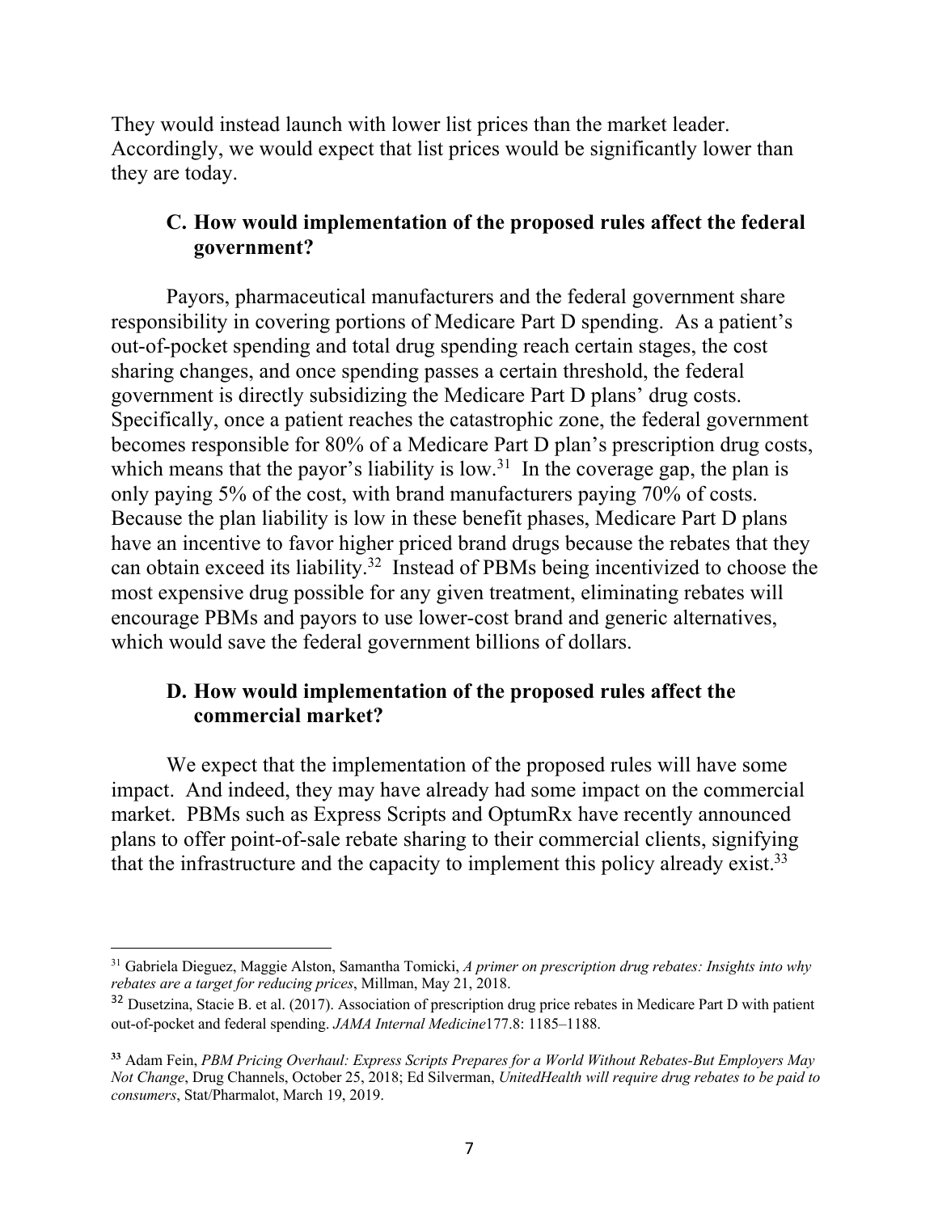They would instead launch with lower list prices than the market leader. Accordingly, we would expect that list prices would be significantly lower than they are today.

### C. How would implementation of the proposed rules affect the federal government?

Payors, pharmaceutical manufacturers and the federal government share responsibility in covering portions of Medicare Part D spending. As a patient's out-of-pocket spending and total drug spending reach certain stages, the cost sharing changes, and once spending passes a certain threshold, the federal government is directly subsidizing the Medicare Part D plans' drug costs. Specifically, once a patient reaches the catastrophic zone, the federal government becomes responsible for 80% of a Medicare Part D plan's prescription drug costs, which means that the payor's liability is low.[31] In the coverage gap, the plan is only paying 5% of the cost, with brand manufacturers paying 70% of costs. Because the plan liability is low in these benefit phases, Medicare Part D plans have an incentive to favor higher priced brand drugs because the rebates that they can obtain exceed its liability.[32] Instead of PBMs being incentivized to choose the most expensive drug possible for any given treatment, eliminating rebates will encourage PBMs and payors to use lower-cost brand and generic alternatives, which would save the federal government billions of dollars.

### D. How would implementation of the proposed rules affect the commercial market?

We expect that the implementation of the proposed rules will have some impact. And indeed, they may have already had some impact on the commercial market. PBMs such as Express Scripts and OptumRx have recently announced plans to offer point-of-sale rebate sharing to their commercial clients, signifying that the infrastructure and the capacity to implement this policy already exist.[33]

---

[31] Gabriela Dieguez, Maggie Alston, Samantha Tomicki, *A primer on prescription drug rebates: Insights into why rebates are a target for reducing prices*, Millman, May 21, 2018.

[32] Dusetzina, Stacie B. et al. (2017). Association of prescription drug price rebates in Medicare Part D with patient out-of-pocket and federal spending. *JAMA Internal Medicine*177.8: 1185–1188.

[33] Adam Fein, *PBM Pricing Overhaul: Express Scripts Prepares for a World Without Rebates-But Employers May Not Change*, Drug Channels, October 25, 2018; Ed Silverman, *UnitedHealth will require drug rebates to be paid to consumers*, Stat/Pharmalot, March 19, 2019.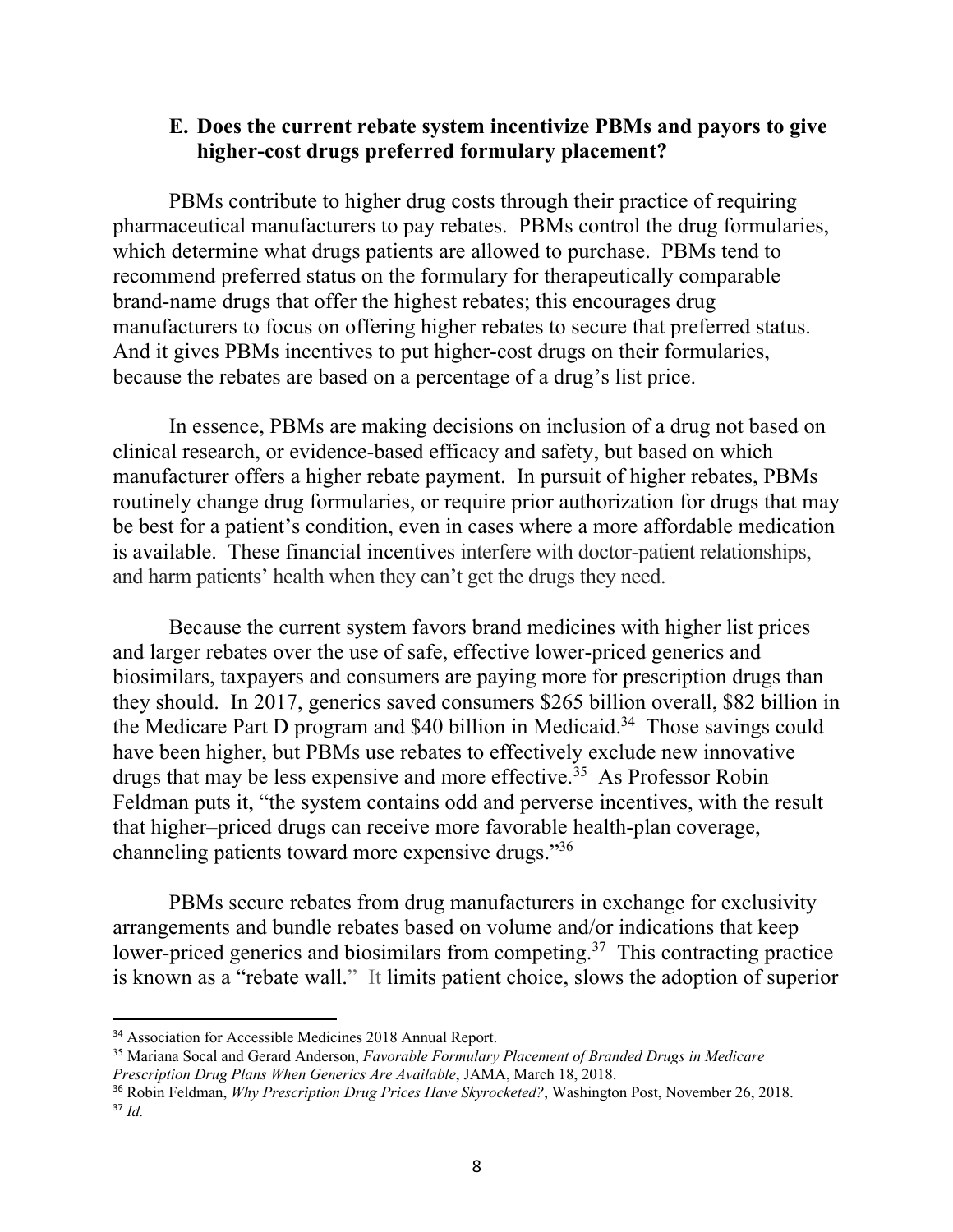### E. Does the current rebate system incentivize PBMs and payors to give higher-cost drugs preferred formulary placement?

PBMs contribute to higher drug costs through their practice of requiring pharmaceutical manufacturers to pay rebates. PBMs control the drug formularies, which determine what drugs patients are allowed to purchase. PBMs tend to recommend preferred status on the formulary for therapeutically comparable brand-name drugs that offer the highest rebates; this encourages drug manufacturers to focus on offering higher rebates to secure that preferred status. And it gives PBMs incentives to put higher-cost drugs on their formularies, because the rebates are based on a percentage of a drug's list price.

In essence, PBMs are making decisions on inclusion of a drug not based on clinical research, or evidence-based efficacy and safety, but based on which manufacturer offers a higher rebate payment. In pursuit of higher rebates, PBMs routinely change drug formularies, or require prior authorization for drugs that may be best for a patient's condition, even in cases where a more affordable medication is available. These financial incentives interfere with doctor-patient relationships, and harm patients' health when they can't get the drugs they need.

Because the current system favors brand medicines with higher list prices and larger rebates over the use of safe, effective lower-priced generics and biosimilars, taxpayers and consumers are paying more for prescription drugs than they should. In 2017, generics saved consumers $265 billion overall, $82 billion in the Medicare Part D program and $40 billion in Medicaid.[34] Those savings could have been higher, but PBMs use rebates to effectively exclude new innovative drugs that may be less expensive and more effective.[35] As Professor Robin Feldman puts it, "the system contains odd and perverse incentives, with the result that higher–priced drugs can receive more favorable health-plan coverage, channeling patients toward more expensive drugs."[36]

PBMs secure rebates from drug manufacturers in exchange for exclusivity arrangements and bundle rebates based on volume and/or indications that keep lower-priced generics and biosimilars from competing.[37] This contracting practice is known as a "rebate wall." It limits patient choice, slows the adoption of superior

---

[34] Association for Accessible Medicines 2018 Annual Report.

[35] Mariana Socal and Gerard Anderson, *Favorable Formulary Placement of Branded Drugs in Medicare Prescription Drug Plans When Generics Are Available*, JAMA, March 18, 2018.

[36] Robin Feldman, *Why Prescription Drug Prices Have Skyrocketed?*, Washington Post, November 26, 2018.

[37] *Id.*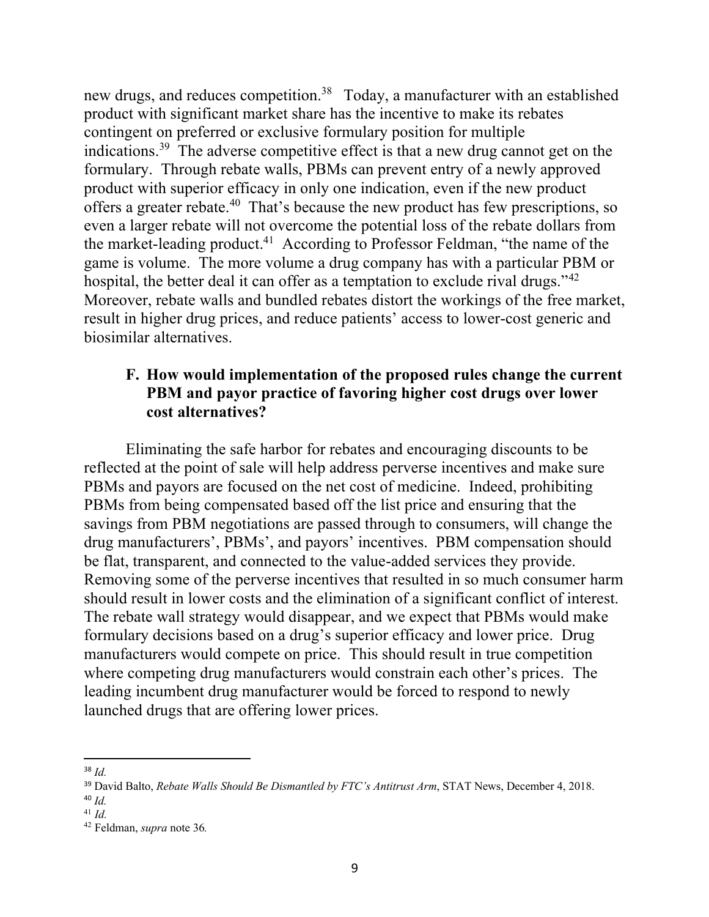new drugs, and reduces competition.[38] Today, a manufacturer with an established product with significant market share has the incentive to make its rebates contingent on preferred or exclusive formulary position for multiple indications.[39] The adverse competitive effect is that a new drug cannot get on the formulary. Through rebate walls, PBMs can prevent entry of a newly approved product with superior efficacy in only one indication, even if the new product offers a greater rebate.[40] That's because the new product has few prescriptions, so even a larger rebate will not overcome the potential loss of the rebate dollars from the market-leading product.[41] According to Professor Feldman, "the name of the game is volume. The more volume a drug company has with a particular PBM or hospital, the better deal it can offer as a temptation to exclude rival drugs."[42] Moreover, rebate walls and bundled rebates distort the workings of the free market, result in higher drug prices, and reduce patients' access to lower-cost generic and biosimilar alternatives.

### F. How would implementation of the proposed rules change the current PBM and payor practice of favoring higher cost drugs over lower cost alternatives?

Eliminating the safe harbor for rebates and encouraging discounts to be reflected at the point of sale will help address perverse incentives and make sure PBMs and payors are focused on the net cost of medicine. Indeed, prohibiting PBMs from being compensated based off the list price and ensuring that the savings from PBM negotiations are passed through to consumers, will change the drug manufacturers', PBMs', and payors' incentives. PBM compensation should be flat, transparent, and connected to the value-added services they provide. Removing some of the perverse incentives that resulted in so much consumer harm should result in lower costs and the elimination of a significant conflict of interest. The rebate wall strategy would disappear, and we expect that PBMs would make formulary decisions based on a drug's superior efficacy and lower price. Drug manufacturers would compete on price. This should result in true competition where competing drug manufacturers would constrain each other's prices. The leading incumbent drug manufacturer would be forced to respond to newly launched drugs that are offering lower prices.

---

[38] *Id.*

[39] David Balto, *Rebate Walls Should Be Dismantled by FTC's Antitrust Arm*, STAT News, December 4, 2018.

[40] *Id.*

[41] *Id.*

[42] Feldman, *supra* note 36.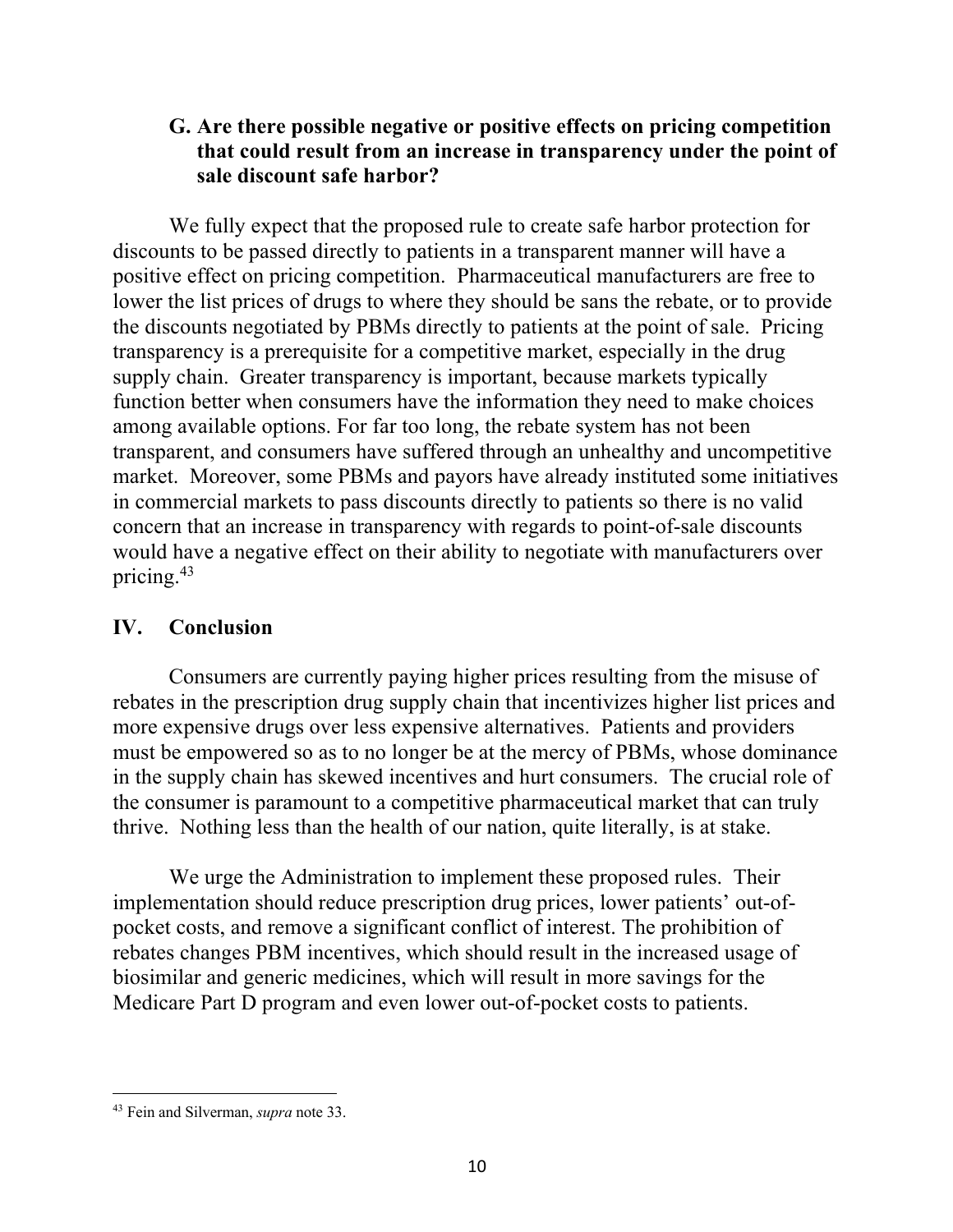### G. Are there possible negative or positive effects on pricing competition that could result from an increase in transparency under the point of sale discount safe harbor?

We fully expect that the proposed rule to create safe harbor protection for discounts to be passed directly to patients in a transparent manner will have a positive effect on pricing competition. Pharmaceutical manufacturers are free to lower the list prices of drugs to where they should be sans the rebate, or to provide the discounts negotiated by PBMs directly to patients at the point of sale. Pricing transparency is a prerequisite for a competitive market, especially in the drug supply chain. Greater transparency is important, because markets typically function better when consumers have the information they need to make choices among available options. For far too long, the rebate system has not been transparent, and consumers have suffered through an unhealthy and uncompetitive market. Moreover, some PBMs and payors have already instituted some initiatives in commercial markets to pass discounts directly to patients so there is no valid concern that an increase in transparency with regards to point-of-sale discounts would have a negative effect on their ability to negotiate with manufacturers over pricing.[43]

## IV. Conclusion

Consumers are currently paying higher prices resulting from the misuse of rebates in the prescription drug supply chain that incentivizes higher list prices and more expensive drugs over less expensive alternatives. Patients and providers must be empowered so as to no longer be at the mercy of PBMs, whose dominance in the supply chain has skewed incentives and hurt consumers. The crucial role of the consumer is paramount to a competitive pharmaceutical market that can truly thrive. Nothing less than the health of our nation, quite literally, is at stake.

We urge the Administration to implement these proposed rules. Their implementation should reduce prescription drug prices, lower patients' out-of-pocket costs, and remove a significant conflict of interest. The prohibition of rebates changes PBM incentives, which should result in the increased usage of biosimilar and generic medicines, which will result in more savings for the Medicare Part D program and even lower out-of-pocket costs to patients.

---

[43] Fein and Silverman, *supra* note 33.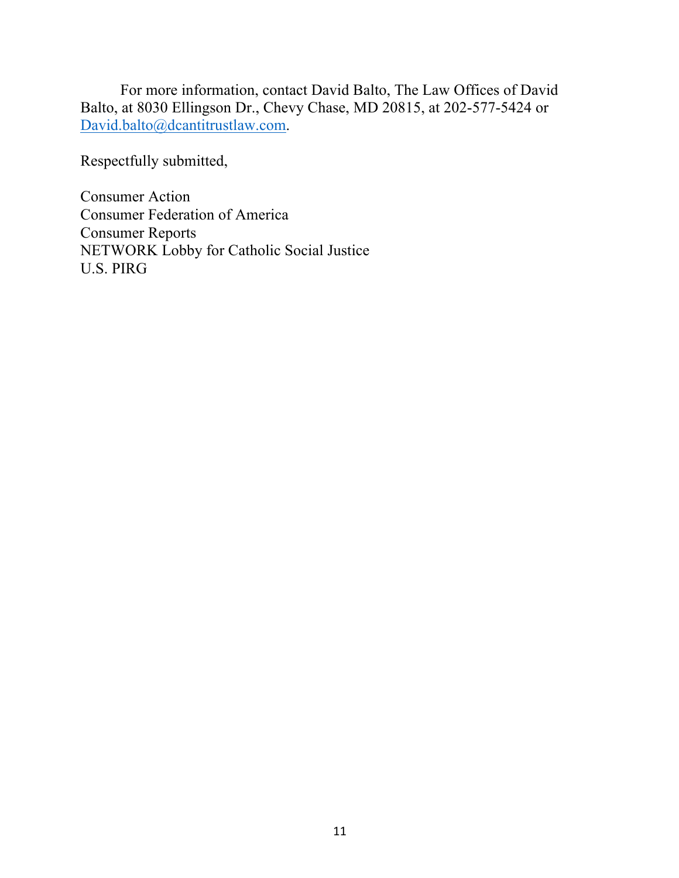For more information, contact David Balto, The Law Offices of David Balto, at 8030 Ellingson Dr., Chevy Chase, MD 20815, at 202-577-5424 or David.balto@dcantitrustlaw.com.

Respectfully submitted,

Consumer Action
Consumer Federation of America
Consumer Reports
NETWORK Lobby for Catholic Social Justice
U.S. PIRG